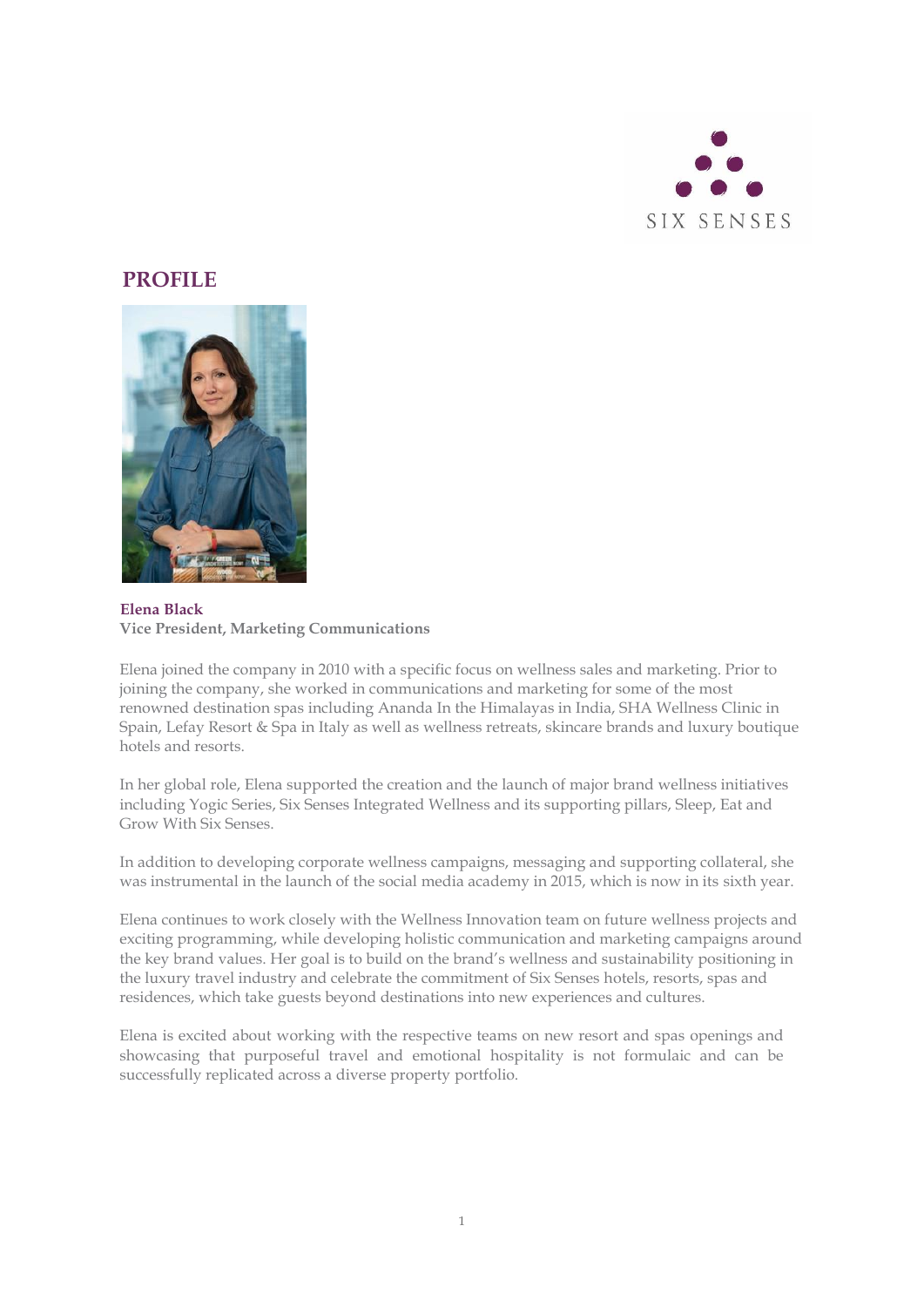SIX SENSES

# PROFILE

**Elena Black**
**Vice President, Marketing Communications**

Elena joined the company in 2010 with a specific focus on wellness sales and marketing. Prior to joining the company, she worked in communications and marketing for some of the most renowned destination spas including Ananda In the Himalayas in India, SHA Wellness Clinic in Spain, Lefay Resort & Spa in Italy as well as wellness retreats, skincare brands and luxury boutique hotels and resorts.

In her global role, Elena supported the creation and the launch of major brand wellness initiatives including Yogic Series, Six Senses Integrated Wellness and its supporting pillars, Sleep, Eat and Grow With Six Senses.

In addition to developing corporate wellness campaigns, messaging and supporting collateral, she was instrumental in the launch of the social media academy in 2015, which is now in its sixth year.

Elena continues to work closely with the Wellness Innovation team on future wellness projects and exciting programming, while developing holistic communication and marketing campaigns around the key brand values. Her goal is to build on the brand's wellness and sustainability positioning in the luxury travel industry and celebrate the commitment of Six Senses hotels, resorts, spas and residences, which take guests beyond destinations into new experiences and cultures.

Elena is excited about working with the respective teams on new resort and spas openings and showcasing that purposeful travel and emotional hospitality is not formulaic and can be successfully replicated across a diverse property portfolio.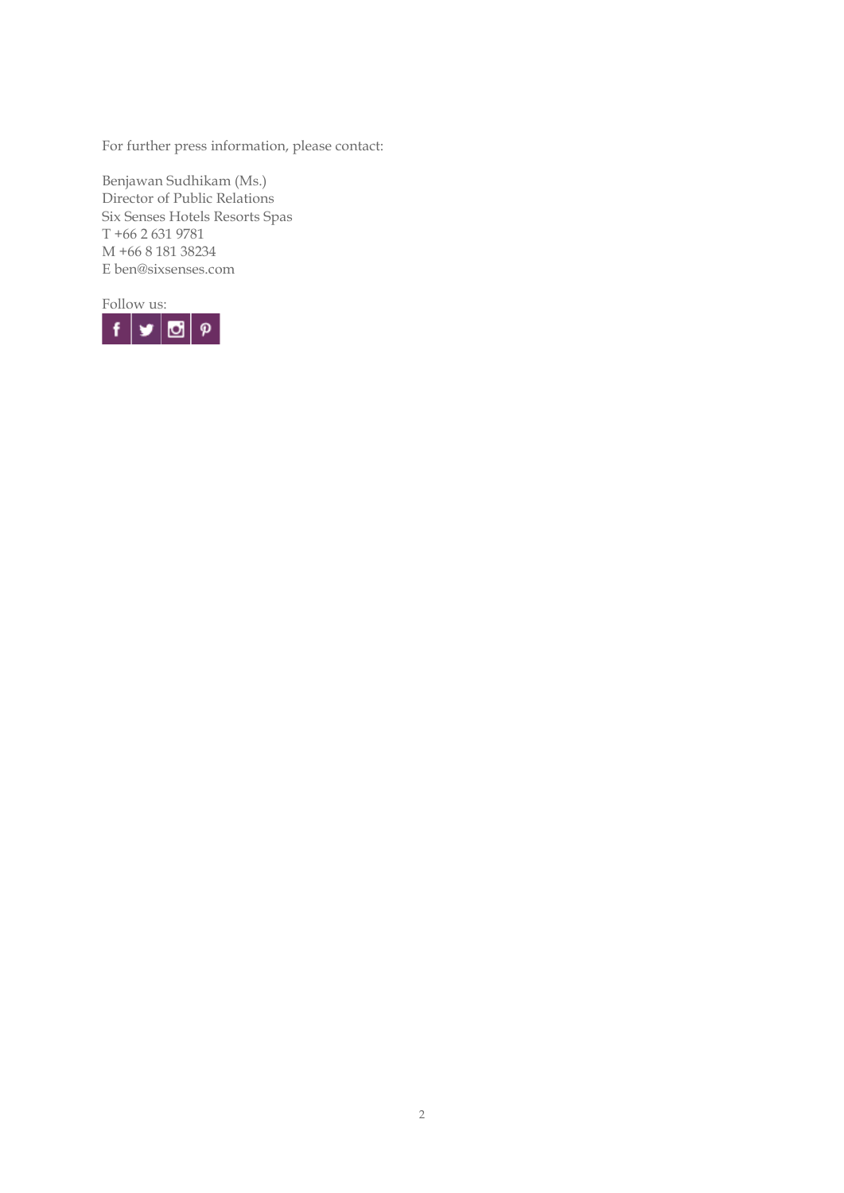For further press information, please contact:

Benjawan Sudhikam (Ms.)
Director of Public Relations
Six Senses Hotels Resorts Spas
T +66 2 631 9781
M +66 8 181 38234
E ben@sixsenses.com

Follow us: